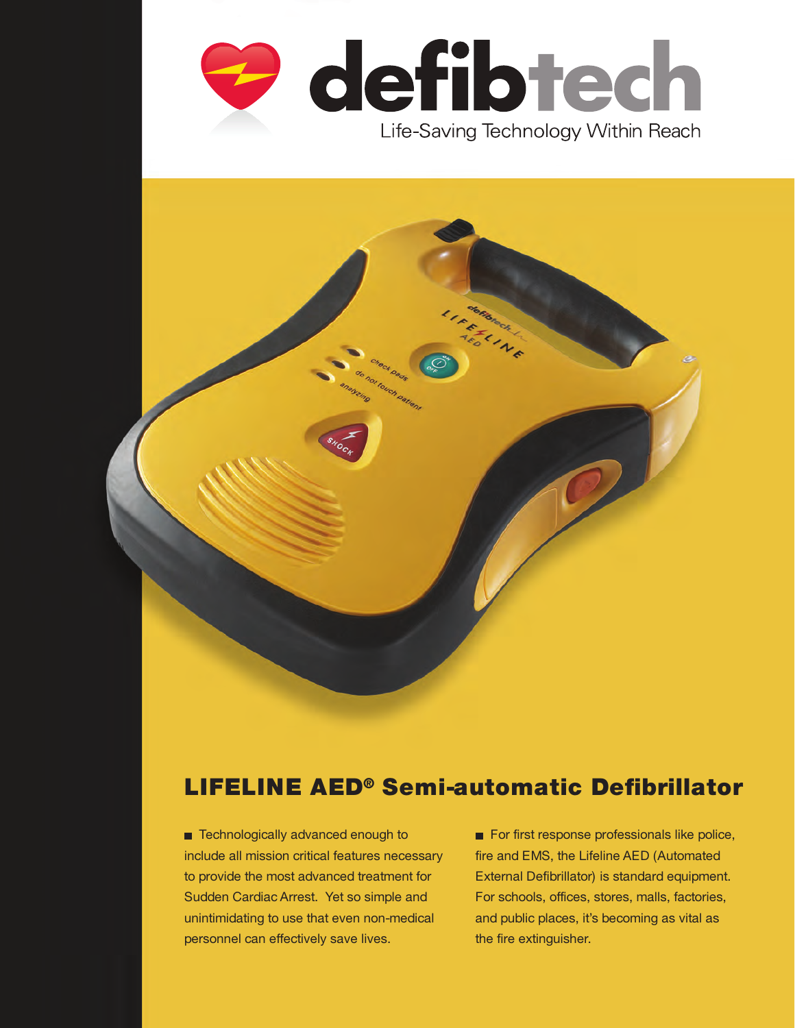# defibtech

Life-Saving Technology Within Reach

## LIFELINE AED® Semi-automatic Defibrillator

- Technologically advanced enough to include all mission critical features necessary to provide the most advanced treatment for Sudden Cardiac Arrest. Yet so simple and unintimidating to use that even non-medical personnel can effectively save lives.

- For first response professionals like police, fire and EMS, the Lifeline AED (Automated External Defibrillator) is standard equipment. For schools, offices, stores, malls, factories, and public places, it's becoming as vital as the fire extinguisher.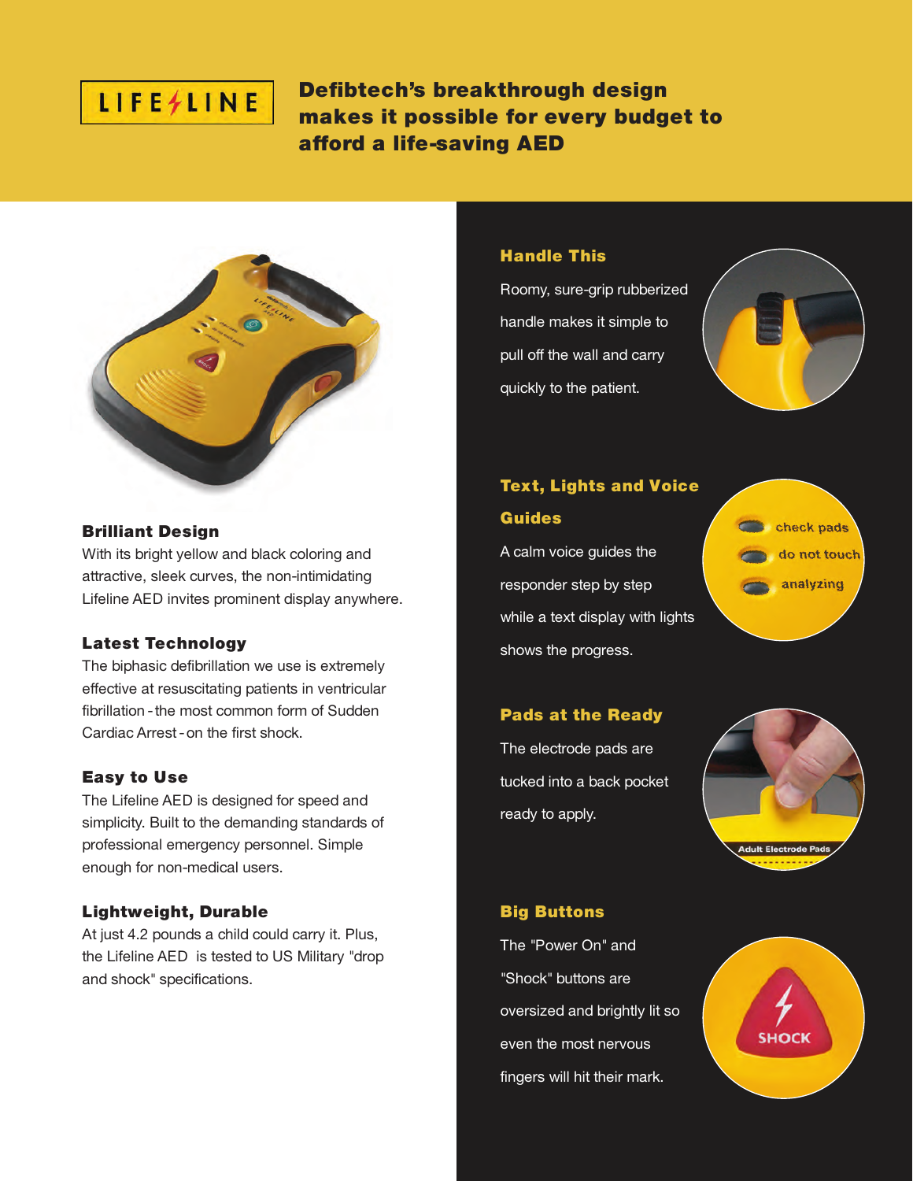LIFELINE

# Defibtech's breakthrough design makes it possible for every budget to afford a life-saving AED

### Brilliant Design
With its bright yellow and black coloring and attractive, sleek curves, the non-intimidating Lifeline AED invites prominent display anywhere.

### Latest Technology
The biphasic defibrillation we use is extremely effective at resuscitating patients in ventricular fibrillation - the most common form of Sudden Cardiac Arrest - on the first shock.

### Easy to Use
The Lifeline AED is designed for speed and simplicity. Built to the demanding standards of professional emergency personnel. Simple enough for non-medical users.

### Lightweight, Durable
At just 4.2 pounds a child could carry it. Plus, the Lifeline AED is tested to US Military "drop and shock" specifications.

### Handle This
Roomy, sure-grip rubberized handle makes it simple to pull off the wall and carry quickly to the patient.

### Text, Lights and Voice Guides
A calm voice guides the responder step by step while a text display with lights shows the progress.

check pads
do not touch
analyzing

### Pads at the Ready
The electrode pads are tucked into a back pocket ready to apply.

Adult Electrode Pads

### Big Buttons
The "Power On" and "Shock" buttons are oversized and brightly lit so even the most nervous fingers will hit their mark.

SHOCK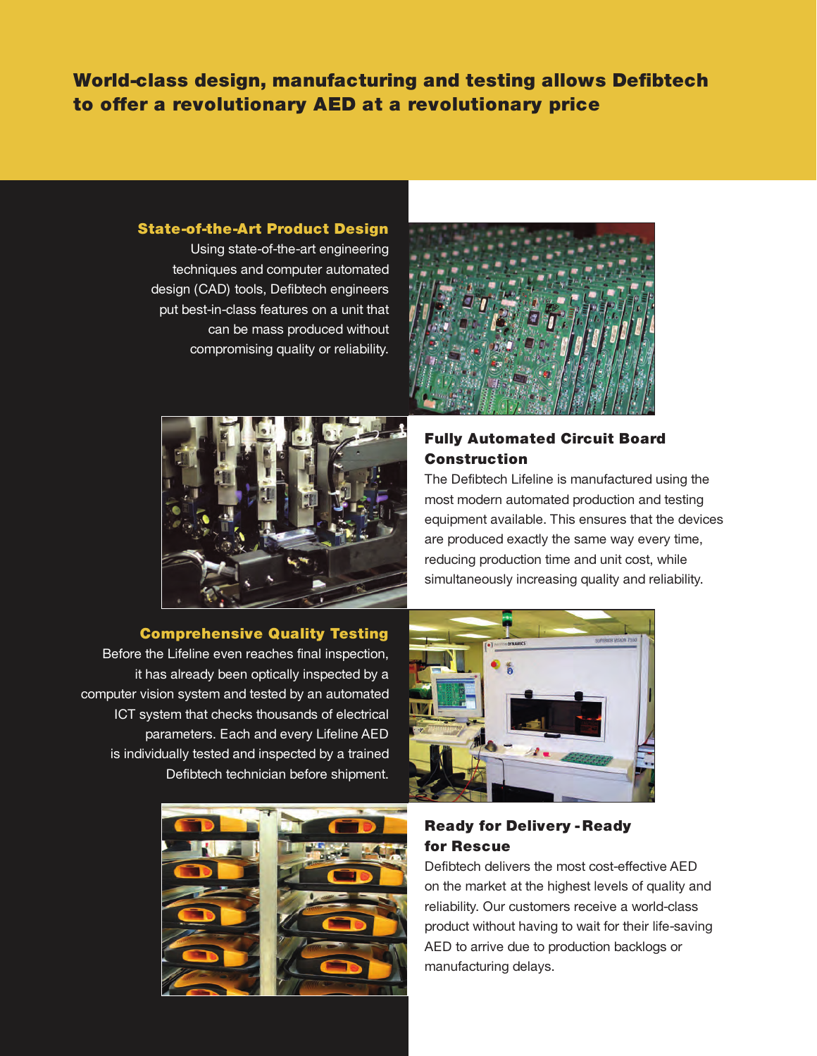## World-class design, manufacturing and testing allows Defibtech to offer a revolutionary AED at a revolutionary price

### State-of-the-Art Product Design

Using state-of-the-art engineering techniques and computer automated design (CAD) tools, Defibtech engineers put best-in-class features on a unit that can be mass produced without compromising quality or reliability.

### Fully Automated Circuit Board Construction

The Defibtech Lifeline is manufactured using the most modern automated production and testing equipment available. This ensures that the devices are produced exactly the same way every time, reducing production time and unit cost, while simultaneously increasing quality and reliability.

### Comprehensive Quality Testing

Before the Lifeline even reaches final inspection, it has already been optically inspected by a computer vision system and tested by an automated ICT system that checks thousands of electrical parameters. Each and every Lifeline AED is individually tested and inspected by a trained Defibtech technician before shipment.

### Ready for Delivery - Ready for Rescue

Defibtech delivers the most cost-effective AED on the market at the highest levels of quality and reliability. Our customers receive a world-class product without having to wait for their life-saving AED to arrive due to production backlogs or manufacturing delays.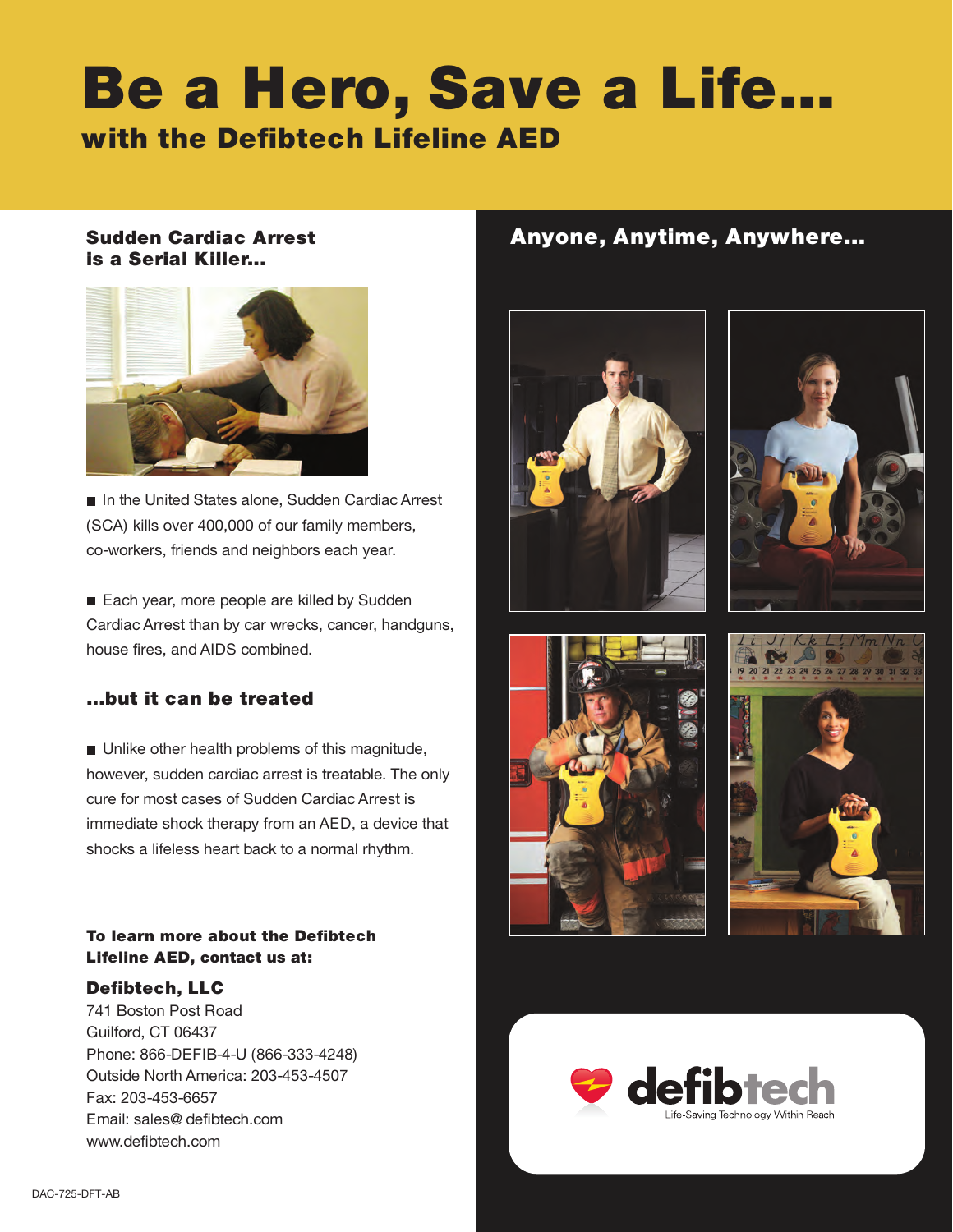# Be a Hero, Save a Life...

## with the Defibtech Lifeline AED

### Sudden Cardiac Arrest is a Serial Killer...

- In the United States alone, Sudden Cardiac Arrest (SCA) kills over 400,000 of our family members, co-workers, friends and neighbors each year.

- Each year, more people are killed by Sudden Cardiac Arrest than by car wrecks, cancer, handguns, house fires, and AIDS combined.

### ...but it can be treated

- Unlike other health problems of this magnitude, however, sudden cardiac arrest is treatable. The only cure for most cases of Sudden Cardiac Arrest is immediate shock therapy from an AED, a device that shocks a lifeless heart back to a normal rhythm.

**To learn more about the Defibtech Lifeline AED, contact us at:**

**Defibtech, LLC**
741 Boston Post Road
Guilford, CT 06437
Phone: 866-DEFIB-4-U (866-333-4248)
Outside North America: 203-453-4507
Fax: 203-453-6657
Email: sales@ defibtech.com
www.defibtech.com

### Anyone, Anytime, Anywhere...

defibtech
Life-Saving Technology Within Reach

DAC-725-DFT-AB